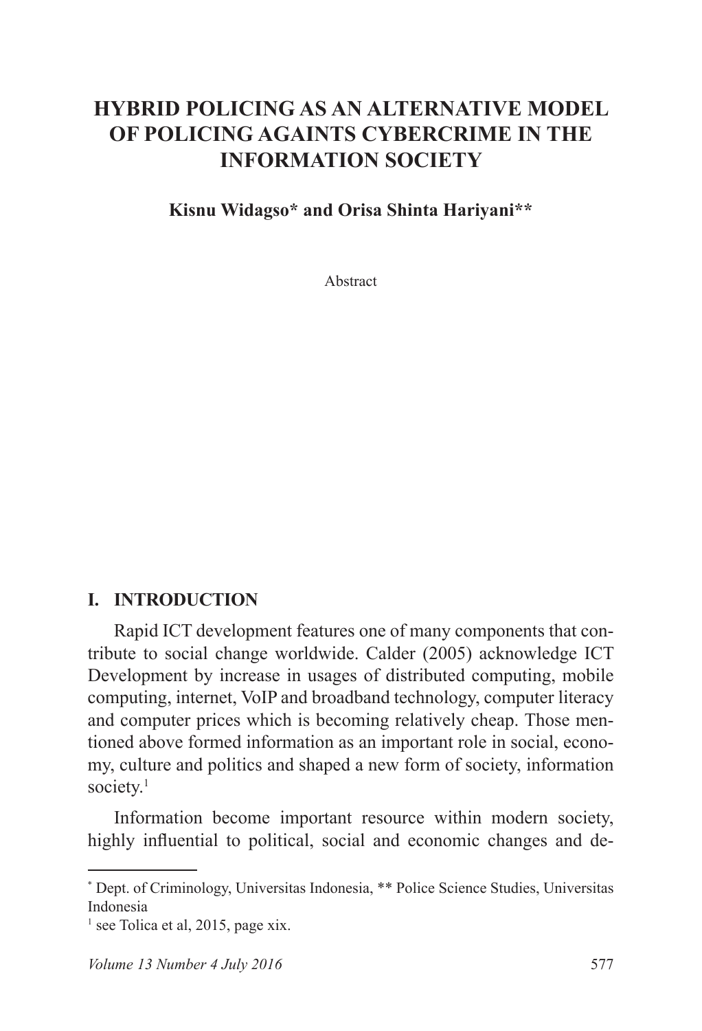# HYBRID POLICING AS AN ALTERNATIVE MODEL OF POLICING AGAINTS CYBERCRIME IN THE INFORMATION SOCIETY

**Kisnu Widagso* and Orisa Shinta Hariyani****

Abstract

## I. INTRODUCTION

Rapid ICT development features one of many components that contribute to social change worldwide. Calder (2005) acknowledge ICT Development by increase in usages of distributed computing, mobile computing, internet, VoIP and broadband technology, computer literacy and computer prices which is becoming relatively cheap. Those mentioned above formed information as an important role in social, economy, culture and politics and shaped a new form of society, information society.[1]

Information become important resource within modern society, highly influential to political, social and economic changes and de-

---

[*] Dept. of Criminology, Universitas Indonesia, ** Police Science Studies, Universitas Indonesia

[1] see Tolica et al, 2015, page xix.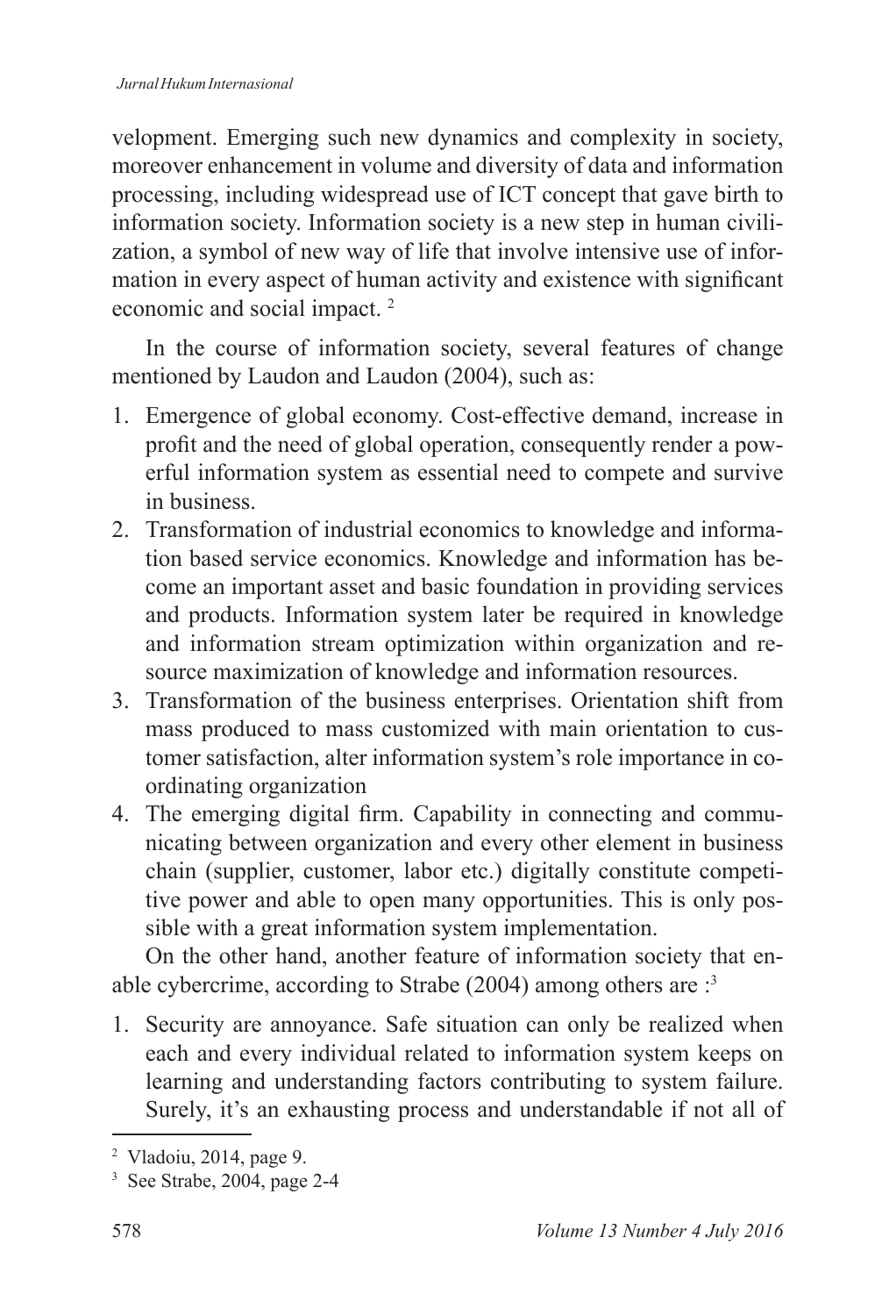velopment. Emerging such new dynamics and complexity in society, moreover enhancement in volume and diversity of data and information processing, including widespread use of ICT concept that gave birth to information society. Information society is a new step in human civilization, a symbol of new way of life that involve intensive use of information in every aspect of human activity and existence with significant economic and social impact. [2]

In the course of information society, several features of change mentioned by Laudon and Laudon (2004), such as:

1. Emergence of global economy. Cost-effective demand, increase in profit and the need of global operation, consequently render a powerful information system as essential need to compete and survive in business.
2. Transformation of industrial economics to knowledge and information based service economics. Knowledge and information has become an important asset and basic foundation in providing services and products. Information system later be required in knowledge and information stream optimization within organization and resource maximization of knowledge and information resources.
3. Transformation of the business enterprises. Orientation shift from mass produced to mass customized with main orientation to customer satisfaction, alter information system's role importance in coordinating organization
4. The emerging digital firm. Capability in connecting and communicating between organization and every other element in business chain (supplier, customer, labor etc.) digitally constitute competitive power and able to open many opportunities. This is only possible with a great information system implementation.

On the other hand, another feature of information society that enable cybercrime, according to Strabe (2004) among others are :[3]

1. Security are annoyance. Safe situation can only be realized when each and every individual related to information system keeps on learning and understanding factors contributing to system failure. Surely, it's an exhausting process and understandable if not all of

---

[2] Vladoiu, 2014, page 9.

[3] See Strabe, 2004, page 2-4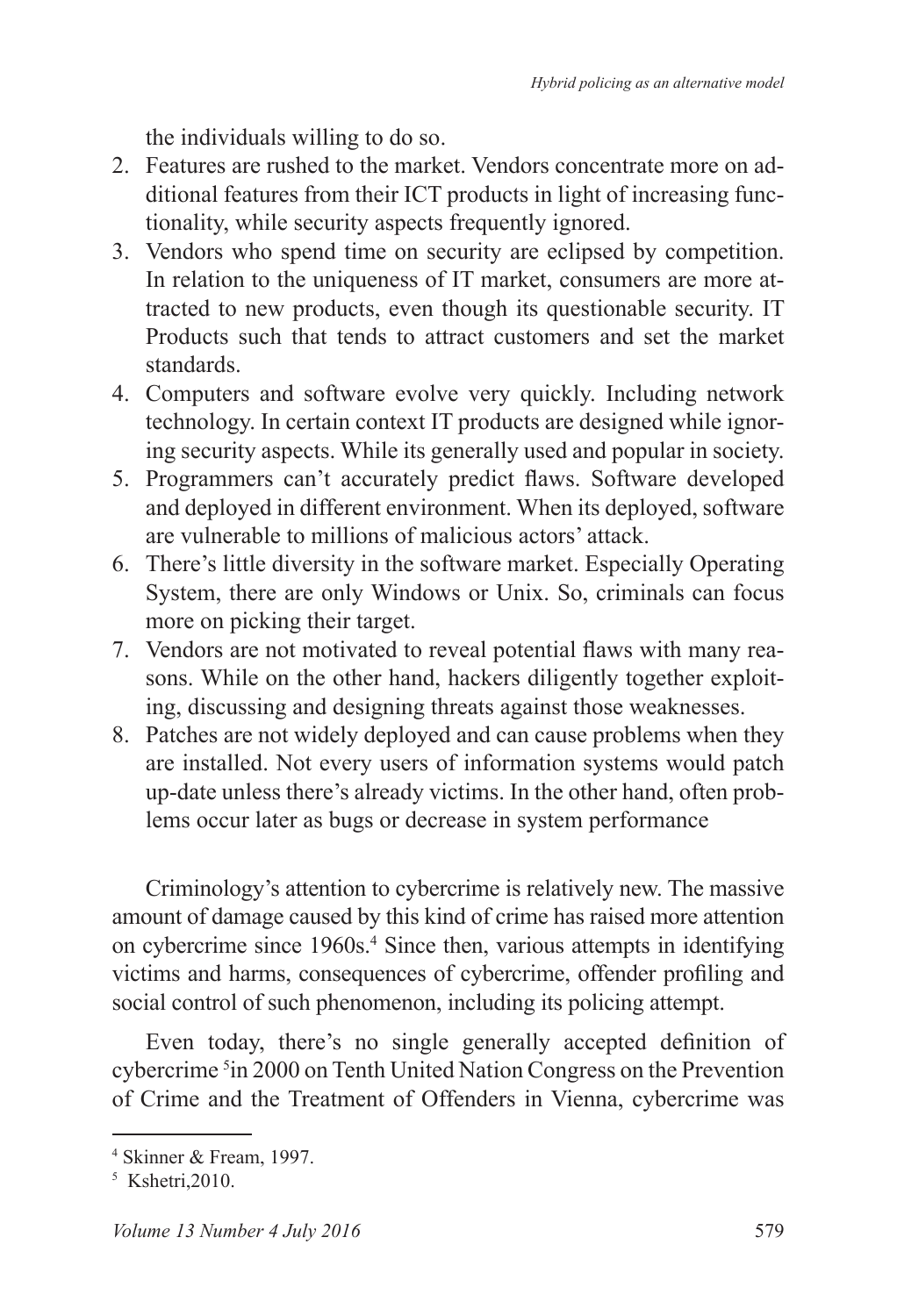the individuals willing to do so.

2. Features are rushed to the market. Vendors concentrate more on additional features from their ICT products in light of increasing functionality, while security aspects frequently ignored.
3. Vendors who spend time on security are eclipsed by competition. In relation to the uniqueness of IT market, consumers are more attracted to new products, even though its questionable security. IT Products such that tends to attract customers and set the market standards.
4. Computers and software evolve very quickly. Including network technology. In certain context IT products are designed while ignoring security aspects. While its generally used and popular in society.
5. Programmers can't accurately predict flaws. Software developed and deployed in different environment. When its deployed, software are vulnerable to millions of malicious actors' attack.
6. There's little diversity in the software market. Especially Operating System, there are only Windows or Unix. So, criminals can focus more on picking their target.
7. Vendors are not motivated to reveal potential flaws with many reasons. While on the other hand, hackers diligently together exploiting, discussing and designing threats against those weaknesses.
8. Patches are not widely deployed and can cause problems when they are installed. Not every users of information systems would patch up-date unless there's already victims. In the other hand, often problems occur later as bugs or decrease in system performance

Criminology's attention to cybercrime is relatively new. The massive amount of damage caused by this kind of crime has raised more attention on cybercrime since 1960s.[4] Since then, various attempts in identifying victims and harms, consequences of cybercrime, offender profiling and social control of such phenomenon, including its policing attempt.

Even today, there's no single generally accepted definition of cybercrime [5]in 2000 on Tenth United Nation Congress on the Prevention of Crime and the Treatment of Offenders in Vienna, cybercrime was

---

[4] Skinner & Fream, 1997.

[5] Kshetri,2010.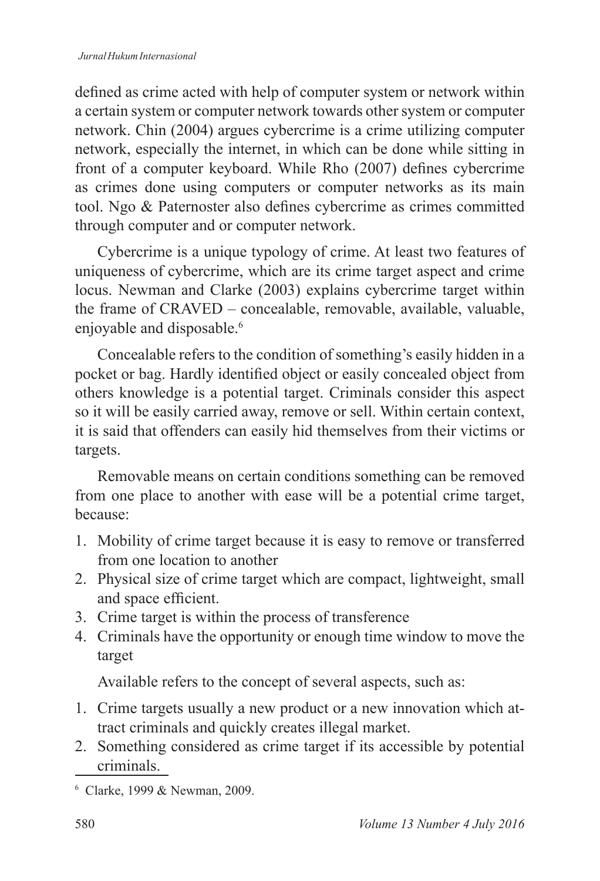defined as crime acted with help of computer system or network within a certain system or computer network towards other system or computer network. Chin (2004) argues cybercrime is a crime utilizing computer network, especially the internet, in which can be done while sitting in front of a computer keyboard. While Rho (2007) defines cybercrime as crimes done using computers or computer networks as its main tool. Ngo & Paternoster also defines cybercrime as crimes committed through computer and or computer network.

Cybercrime is a unique typology of crime. At least two features of uniqueness of cybercrime, which are its crime target aspect and crime locus. Newman and Clarke (2003) explains cybercrime target within the frame of CRAVED – concealable, removable, available, valuable, enjoyable and disposable.[6]

Concealable refers to the condition of something's easily hidden in a pocket or bag. Hardly identified object or easily concealed object from others knowledge is a potential target. Criminals consider this aspect so it will be easily carried away, remove or sell. Within certain context, it is said that offenders can easily hid themselves from their victims or targets.

Removable means on certain conditions something can be removed from one place to another with ease will be a potential crime target, because:

1. Mobility of crime target because it is easy to remove or transferred from one location to another
2. Physical size of crime target which are compact, lightweight, small and space efficient.
3. Crime target is within the process of transference
4. Criminals have the opportunity or enough time window to move the target

Available refers to the concept of several aspects, such as:

1. Crime targets usually a new product or a new innovation which attract criminals and quickly creates illegal market.
2. Something considered as crime target if its accessible by potential criminals.

---

[6] Clarke, 1999 & Newman, 2009.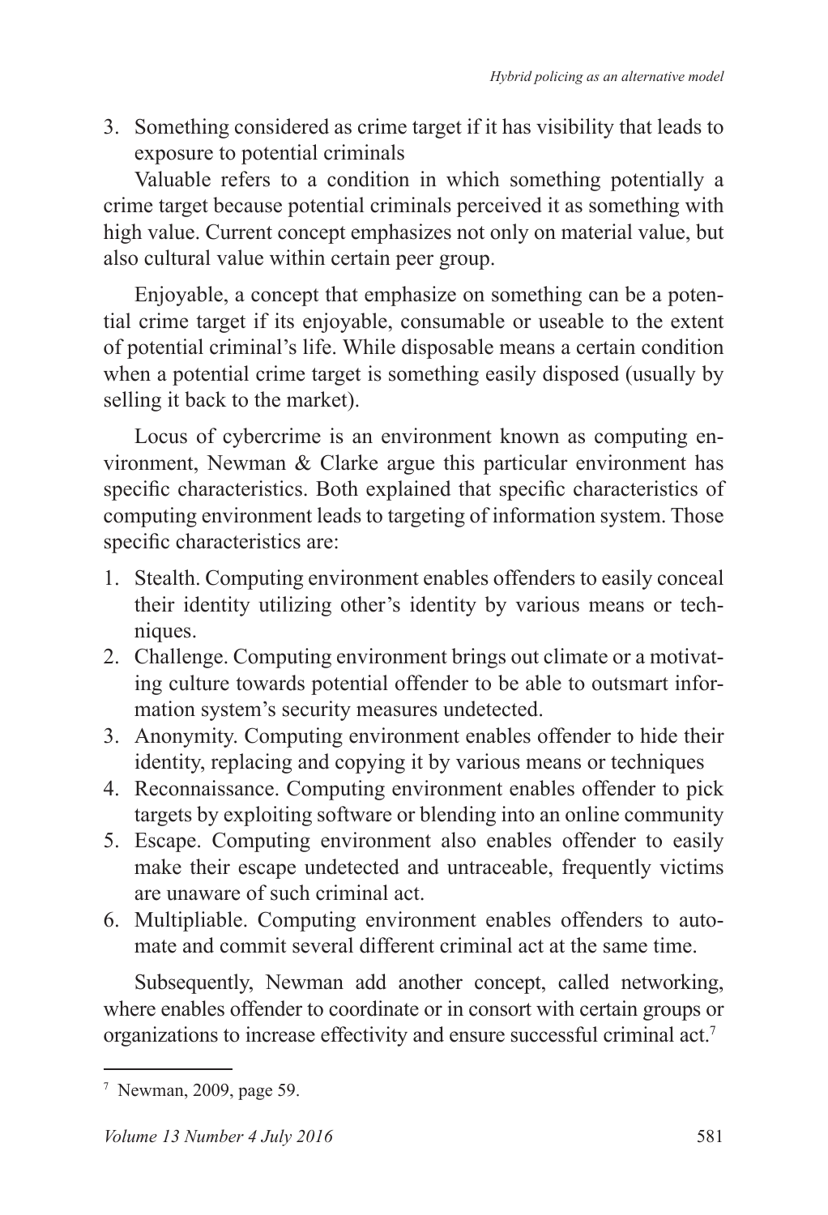3. Something considered as crime target if it has visibility that leads to exposure to potential criminals

Valuable refers to a condition in which something potentially a crime target because potential criminals perceived it as something with high value. Current concept emphasizes not only on material value, but also cultural value within certain peer group.

Enjoyable, a concept that emphasize on something can be a potential crime target if its enjoyable, consumable or useable to the extent of potential criminal's life. While disposable means a certain condition when a potential crime target is something easily disposed (usually by selling it back to the market).

Locus of cybercrime is an environment known as computing environment, Newman & Clarke argue this particular environment has specific characteristics. Both explained that specific characteristics of computing environment leads to targeting of information system. Those specific characteristics are:

1. Stealth. Computing environment enables offenders to easily conceal their identity utilizing other's identity by various means or techniques.
2. Challenge. Computing environment brings out climate or a motivating culture towards potential offender to be able to outsmart information system's security measures undetected.
3. Anonymity. Computing environment enables offender to hide their identity, replacing and copying it by various means or techniques
4. Reconnaissance. Computing environment enables offender to pick targets by exploiting software or blending into an online community
5. Escape. Computing environment also enables offender to easily make their escape undetected and untraceable, frequently victims are unaware of such criminal act.
6. Multipliable. Computing environment enables offenders to automate and commit several different criminal act at the same time.

Subsequently, Newman add another concept, called networking, where enables offender to coordinate or in consort with certain groups or organizations to increase effectivity and ensure successful criminal act.[7]

---

[7] Newman, 2009, page 59.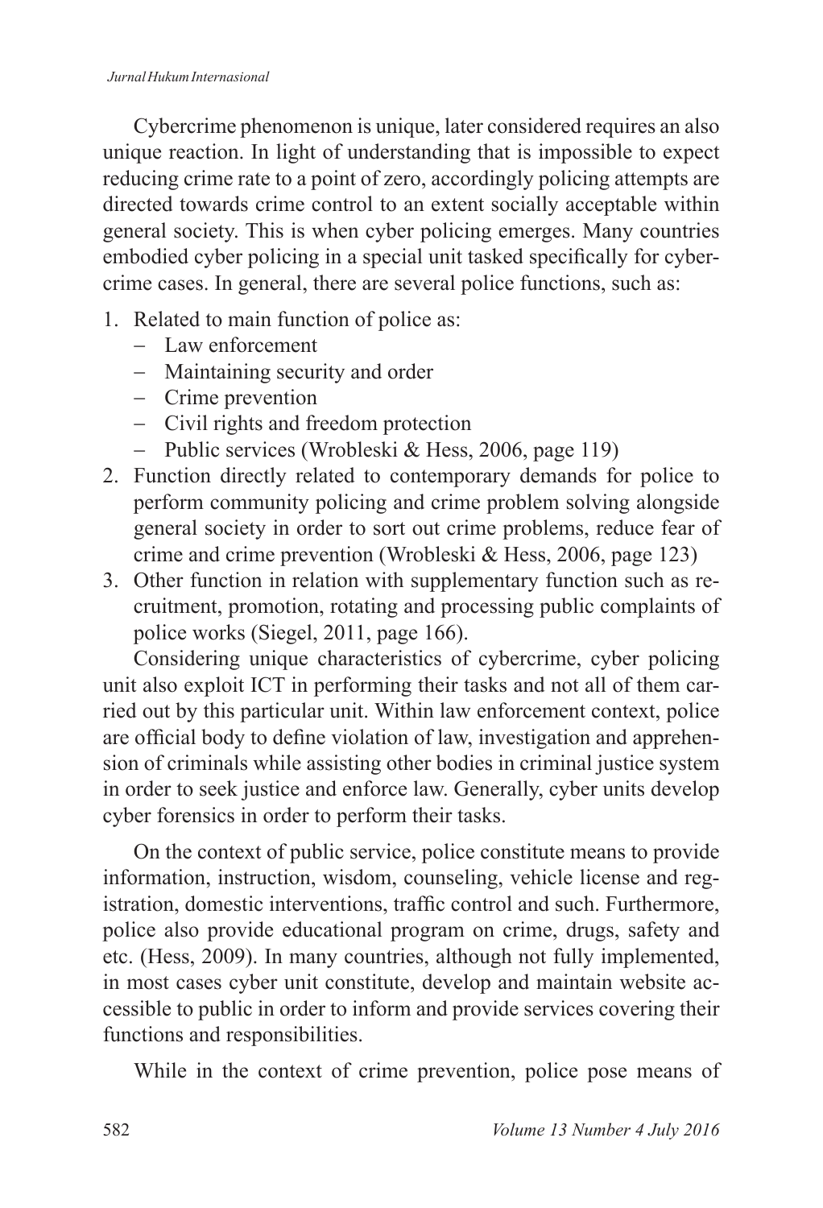Cybercrime phenomenon is unique, later considered requires an also unique reaction. In light of understanding that is impossible to expect reducing crime rate to a point of zero, accordingly policing attempts are directed towards crime control to an extent socially acceptable within general society. This is when cyber policing emerges. Many countries embodied cyber policing in a special unit tasked specifically for cybercrime cases. In general, there are several police functions, such as:

1. Related to main function of police as:
   - Law enforcement
   - Maintaining security and order
   - Crime prevention
   - Civil rights and freedom protection
   - Public services (Wrobleski & Hess, 2006, page 119)
2. Function directly related to contemporary demands for police to perform community policing and crime problem solving alongside general society in order to sort out crime problems, reduce fear of crime and crime prevention (Wrobleski & Hess, 2006, page 123)
3. Other function in relation with supplementary function such as recruitment, promotion, rotating and processing public complaints of police works (Siegel, 2011, page 166).

Considering unique characteristics of cybercrime, cyber policing unit also exploit ICT in performing their tasks and not all of them carried out by this particular unit. Within law enforcement context, police are official body to define violation of law, investigation and apprehension of criminals while assisting other bodies in criminal justice system in order to seek justice and enforce law. Generally, cyber units develop cyber forensics in order to perform their tasks.

On the context of public service, police constitute means to provide information, instruction, wisdom, counseling, vehicle license and registration, domestic interventions, traffic control and such. Furthermore, police also provide educational program on crime, drugs, safety and etc. (Hess, 2009). In many countries, although not fully implemented, in most cases cyber unit constitute, develop and maintain website accessible to public in order to inform and provide services covering their functions and responsibilities.

While in the context of crime prevention, police pose means of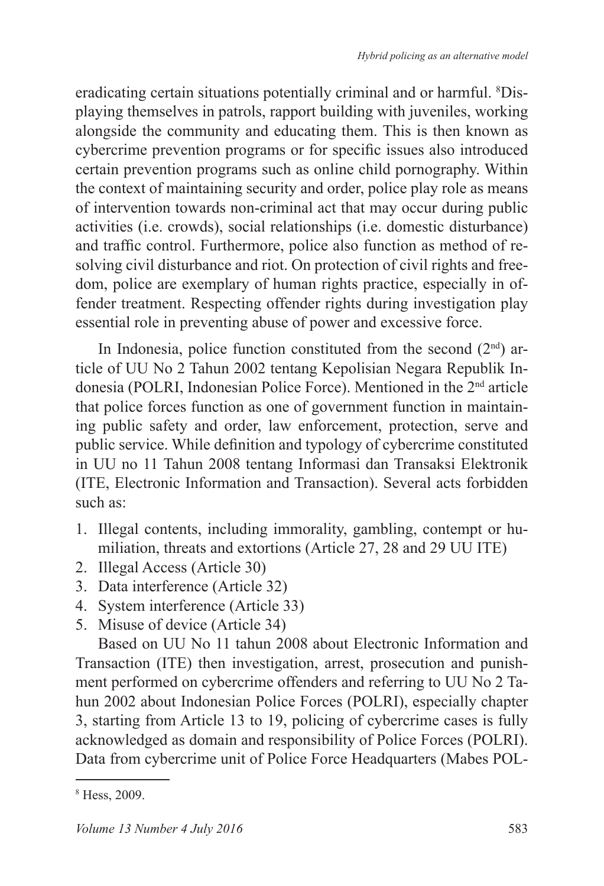eradicating certain situations potentially criminal and or harmful. [8]Displaying themselves in patrols, rapport building with juveniles, working alongside the community and educating them. This is then known as cybercrime prevention programs or for specific issues also introduced certain prevention programs such as online child pornography. Within the context of maintaining security and order, police play role as means of intervention towards non-criminal act that may occur during public activities (i.e. crowds), social relationships (i.e. domestic disturbance) and traffic control. Furthermore, police also function as method of resolving civil disturbance and riot. On protection of civil rights and freedom, police are exemplary of human rights practice, especially in offender treatment. Respecting offender rights during investigation play essential role in preventing abuse of power and excessive force.

In Indonesia, police function constituted from the second (2[nd]) article of UU No 2 Tahun 2002 tentang Kepolisian Negara Republik Indonesia (POLRI, Indonesian Police Force). Mentioned in the 2[nd] article that police forces function as one of government function in maintaining public safety and order, law enforcement, protection, serve and public service. While definition and typology of cybercrime constituted in UU no 11 Tahun 2008 tentang Informasi dan Transaksi Elektronik (ITE, Electronic Information and Transaction). Several acts forbidden such as:

1. Illegal contents, including immorality, gambling, contempt or humiliation, threats and extortions (Article 27, 28 and 29 UU ITE)
2. Illegal Access (Article 30)
3. Data interference (Article 32)
4. System interference (Article 33)
5. Misuse of device (Article 34)

Based on UU No 11 tahun 2008 about Electronic Information and Transaction (ITE) then investigation, arrest, prosecution and punishment performed on cybercrime offenders and referring to UU No 2 Tahun 2002 about Indonesian Police Forces (POLRI), especially chapter 3, starting from Article 13 to 19, policing of cybercrime cases is fully acknowledged as domain and responsibility of Police Forces (POLRI). Data from cybercrime unit of Police Force Headquarters (Mabes POL-

[8] Hess, 2009.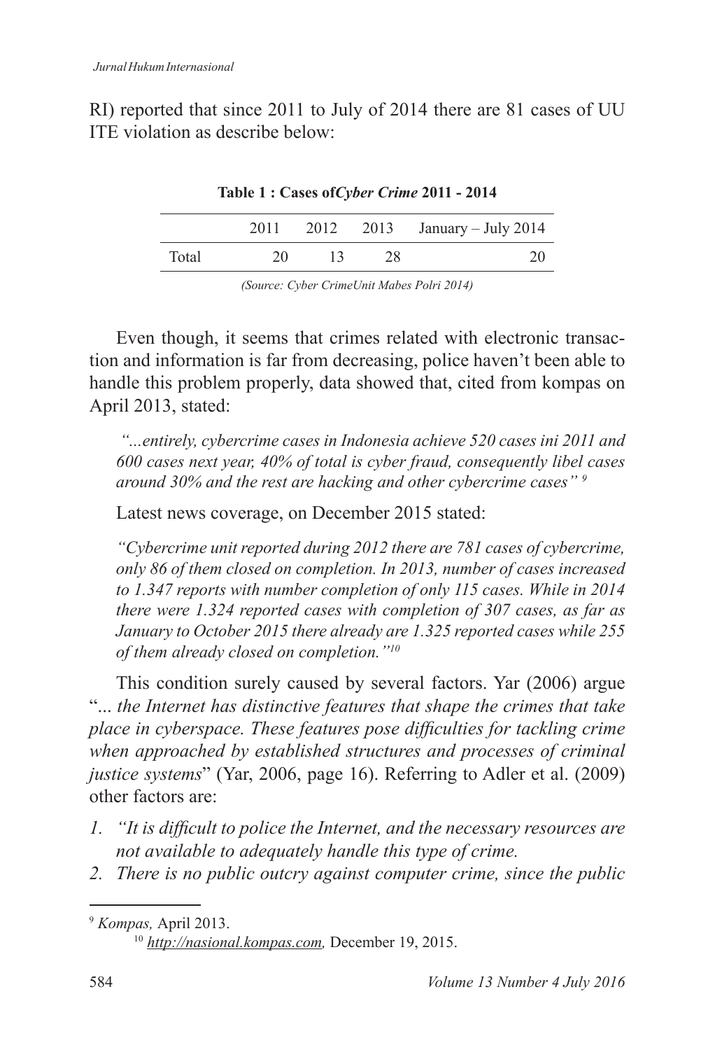RI) reported that since 2011 to July of 2014 there are 81 cases of UU ITE violation as describe below:

**Table 1 : Cases of*Cyber Crime* 2011 - 2014**

| | 2011 | 2012 | 2013 | January – July 2014 |
|---|---|---|---|---|
| Total | 20 | 13 | 28 | 20 |

*(Source: Cyber CrimeUnit Mabes Polri 2014)*

Even though, it seems that crimes related with electronic transaction and information is far from decreasing, police haven't been able to handle this problem properly, data showed that, cited from kompas on April 2013, stated:

*"...entirely, cybercrime cases in Indonesia achieve 520 cases ini 2011 and 600 cases next year, 40% of total is cyber fraud, consequently libel cases around 30% and the rest are hacking and other cybercrime cases"* [9]

Latest news coverage, on December 2015 stated:

*"Cybercrime unit reported during 2012 there are 781 cases of cybercrime, only 86 of them closed on completion. In 2013, number of cases increased to 1.347 reports with number completion of only 115 cases. While in 2014 there were 1.324 reported cases with completion of 307 cases, as far as January to October 2015 there already are 1.325 reported cases while 255 of them already closed on completion."*[10]

This condition surely caused by several factors. Yar (2006) argue "*... the Internet has distinctive features that shape the crimes that take place in cyberspace. These features pose difficulties for tackling crime when approached by established structures and processes of criminal justice systems*" (Yar, 2006, page 16). Referring to Adler et al. (2009) other factors are:

1. *"It is difficult to police the Internet, and the necessary resources are not available to adequately handle this type of crime.*
2. *There is no public outcry against computer crime, since the public*

---

[9] *Kompas,* April 2013.

[10] *http://nasional.kompas.com,* December 19, 2015.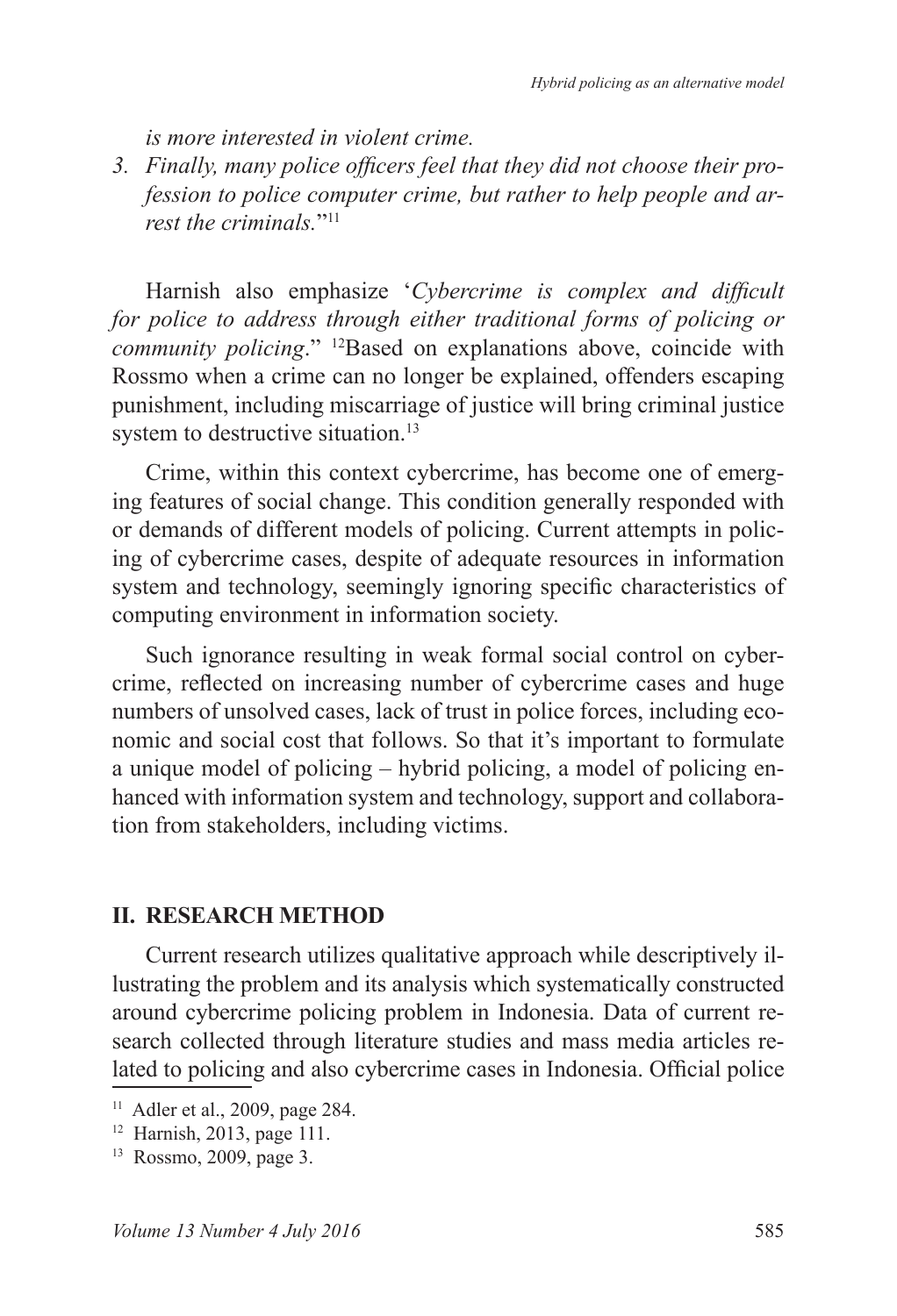*is more interested in violent crime.*

3. *Finally, many police officers feel that they did not choose their profession to police computer crime, but rather to help people and arrest the criminals.*"[11]

Harnish also emphasize '*Cybercrime is complex and difficult for police to address through either traditional forms of policing or community policing*." [12]Based on explanations above, coincide with Rossmo when a crime can no longer be explained, offenders escaping punishment, including miscarriage of justice will bring criminal justice system to destructive situation.[13]

Crime, within this context cybercrime, has become one of emerging features of social change. This condition generally responded with or demands of different models of policing. Current attempts in policing of cybercrime cases, despite of adequate resources in information system and technology, seemingly ignoring specific characteristics of computing environment in information society.

Such ignorance resulting in weak formal social control on cybercrime, reflected on increasing number of cybercrime cases and huge numbers of unsolved cases, lack of trust in police forces, including economic and social cost that follows. So that it's important to formulate a unique model of policing – hybrid policing, a model of policing enhanced with information system and technology, support and collaboration from stakeholders, including victims.

## II. RESEARCH METHOD

Current research utilizes qualitative approach while descriptively illustrating the problem and its analysis which systematically constructed around cybercrime policing problem in Indonesia. Data of current research collected through literature studies and mass media articles related to policing and also cybercrime cases in Indonesia. Official police

[11] Adler et al., 2009, page 284.

[12] Harnish, 2013, page 111.

[13] Rossmo, 2009, page 3.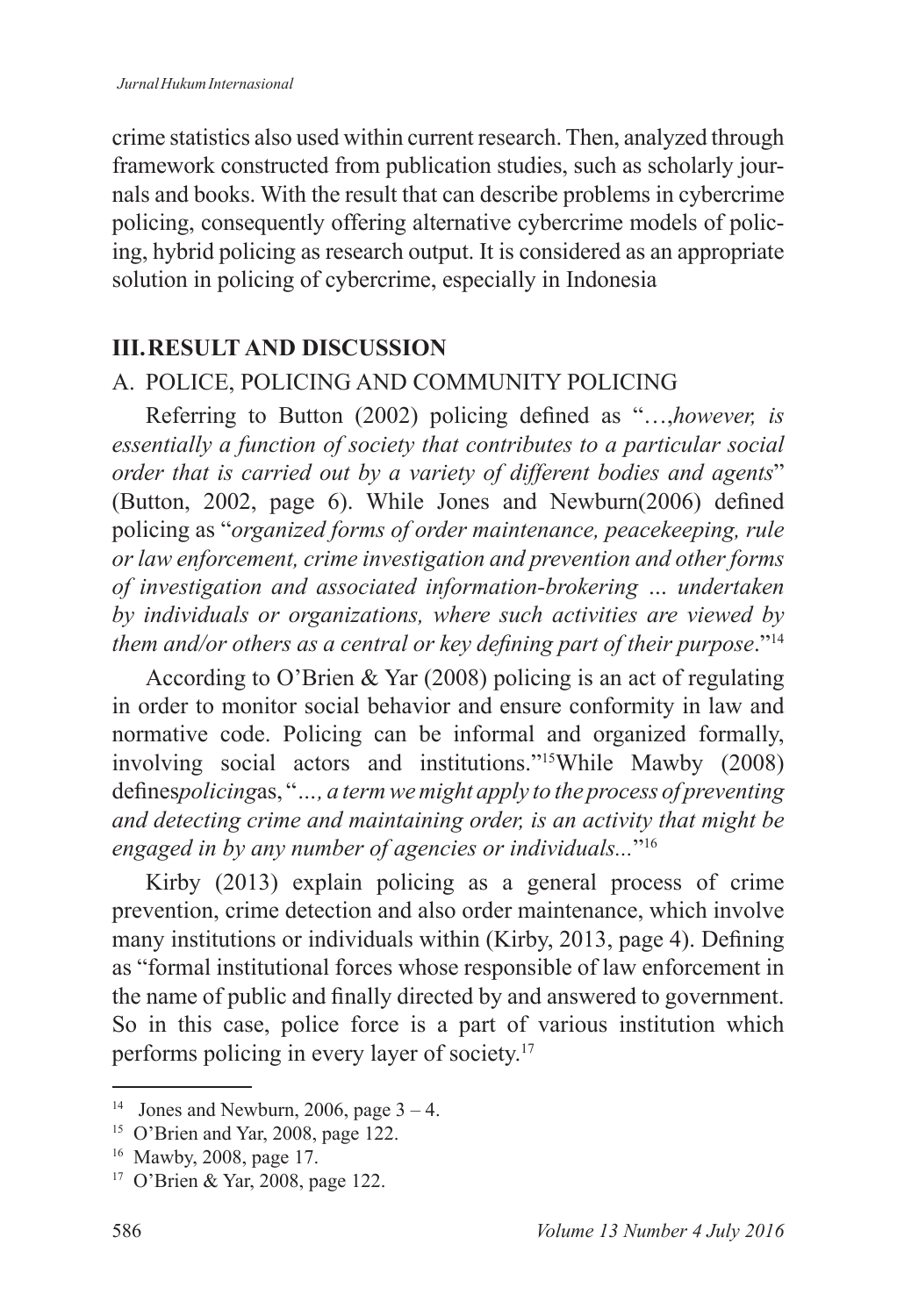crime statistics also used within current research. Then, analyzed through framework constructed from publication studies, such as scholarly journals and books. With the result that can describe problems in cybercrime policing, consequently offering alternative cybercrime models of policing, hybrid policing as research output. It is considered as an appropriate solution in policing of cybercrime, especially in Indonesia

## III. RESULT AND DISCUSSION

### A. POLICE, POLICING AND COMMUNITY POLICING

Referring to Button (2002) policing defined as "…,*however, is essentially a function of society that contributes to a particular social order that is carried out by a variety of different bodies and agents*" (Button, 2002, page 6). While Jones and Newburn(2006) defined policing as "*organized forms of order maintenance, peacekeeping, rule or law enforcement, crime investigation and prevention and other forms of investigation and associated information-brokering … undertaken by individuals or organizations, where such activities are viewed by them and/or others as a central or key defining part of their purpose*."[14]

According to O'Brien & Yar (2008) policing is an act of regulating in order to monitor social behavior and ensure conformity in law and normative code. Policing can be informal and organized formally, involving social actors and institutions."[15]While Mawby (2008) defines*policing*as, "*…, a term we might apply to the process of preventing and detecting crime and maintaining order, is an activity that might be engaged in by any number of agencies or individuals...*"[16]

Kirby (2013) explain policing as a general process of crime prevention, crime detection and also order maintenance, which involve many institutions or individuals within (Kirby, 2013, page 4). Defining as "formal institutional forces whose responsible of law enforcement in the name of public and finally directed by and answered to government. So in this case, police force is a part of various institution which performs policing in every layer of society.[17]

---

[14] Jones and Newburn, 2006, page 3 – 4.

[15] O'Brien and Yar, 2008, page 122.

[16] Mawby, 2008, page 17.

[17] O'Brien & Yar, 2008, page 122.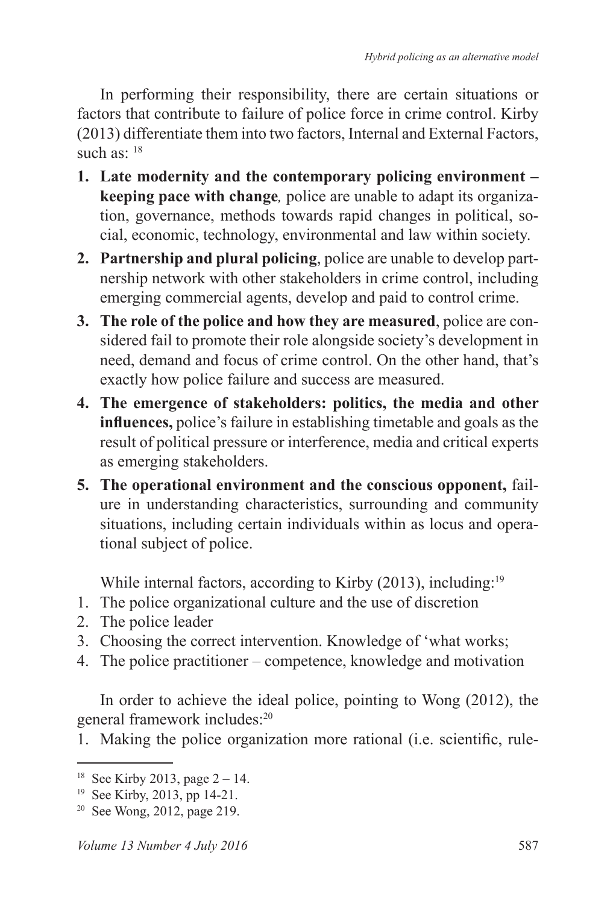In performing their responsibility, there are certain situations or factors that contribute to failure of police force in crime control. Kirby (2013) differentiate them into two factors, Internal and External Factors, such as: [18]

1. **Late modernity and the contemporary policing environment – keeping pace with change***,* police are unable to adapt its organization, governance, methods towards rapid changes in political, social, economic, technology, environmental and law within society.
2. **Partnership and plural policing**, police are unable to develop partnership network with other stakeholders in crime control, including emerging commercial agents, develop and paid to control crime.
3. **The role of the police and how they are measured**, police are considered fail to promote their role alongside society's development in need, demand and focus of crime control. On the other hand, that's exactly how police failure and success are measured.
4. **The emergence of stakeholders: politics, the media and other influences,** police's failure in establishing timetable and goals as the result of political pressure or interference, media and critical experts as emerging stakeholders.
5. **The operational environment and the conscious opponent,** failure in understanding characteristics, surrounding and community situations, including certain individuals within as locus and operational subject of police.

While internal factors, according to Kirby (2013), including:[19]

1. The police organizational culture and the use of discretion
2. The police leader
3. Choosing the correct intervention. Knowledge of 'what works;
4. The police practitioner – competence, knowledge and motivation

In order to achieve the ideal police, pointing to Wong (2012), the general framework includes:[20]

1. Making the police organization more rational (i.e. scientific, rule-

---

[18] See Kirby 2013, page 2 – 14.

[19] See Kirby, 2013, pp 14-21.

[20] See Wong, 2012, page 219.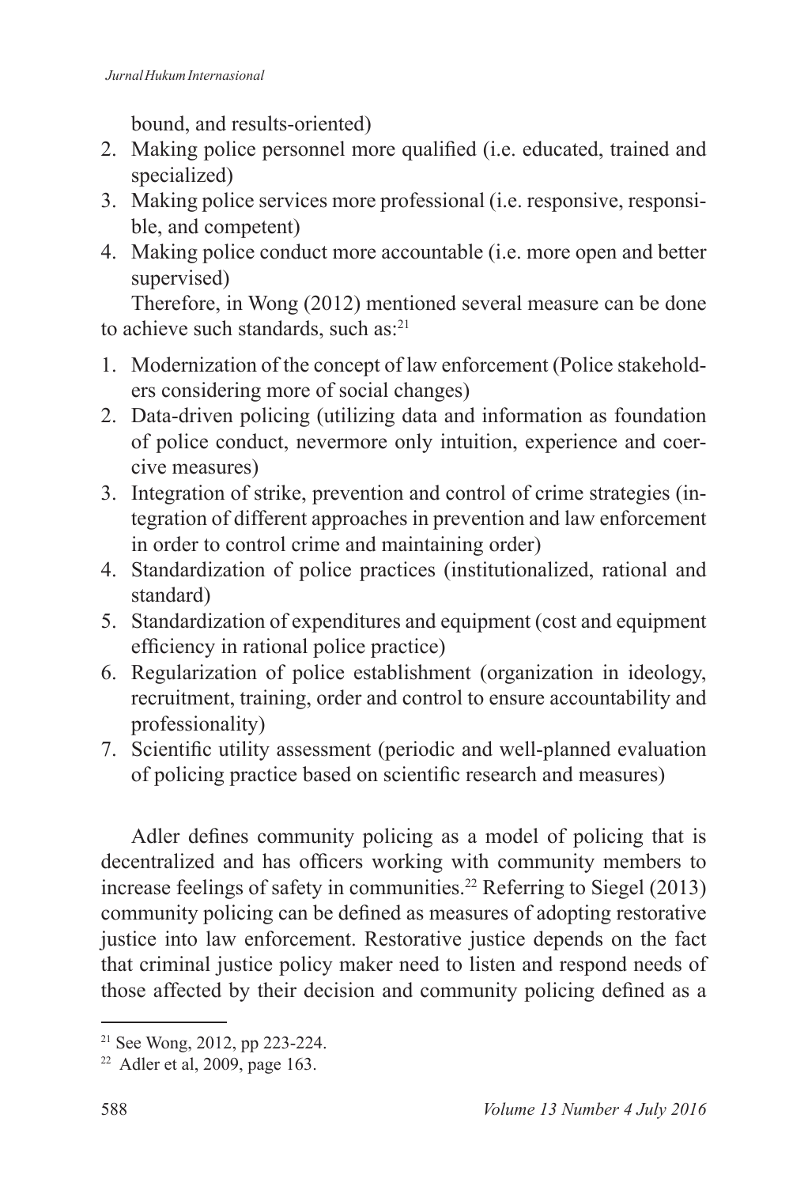bound, and results-oriented)

2. Making police personnel more qualified (i.e. educated, trained and specialized)
3. Making police services more professional (i.e. responsive, responsible, and competent)
4. Making police conduct more accountable (i.e. more open and better supervised)

Therefore, in Wong (2012) mentioned several measure can be done to achieve such standards, such as:[21]

1. Modernization of the concept of law enforcement (Police stakeholders considering more of social changes)
2. Data-driven policing (utilizing data and information as foundation of police conduct, nevermore only intuition, experience and coercive measures)
3. Integration of strike, prevention and control of crime strategies (integration of different approaches in prevention and law enforcement in order to control crime and maintaining order)
4. Standardization of police practices (institutionalized, rational and standard)
5. Standardization of expenditures and equipment (cost and equipment efficiency in rational police practice)
6. Regularization of police establishment (organization in ideology, recruitment, training, order and control to ensure accountability and professionality)
7. Scientific utility assessment (periodic and well-planned evaluation of policing practice based on scientific research and measures)

Adler defines community policing as a model of policing that is decentralized and has officers working with community members to increase feelings of safety in communities.[22] Referring to Siegel (2013) community policing can be defined as measures of adopting restorative justice into law enforcement. Restorative justice depends on the fact that criminal justice policy maker need to listen and respond needs of those affected by their decision and community policing defined as a

---

[21] See Wong, 2012, pp 223-224.

[22] Adler et al, 2009, page 163.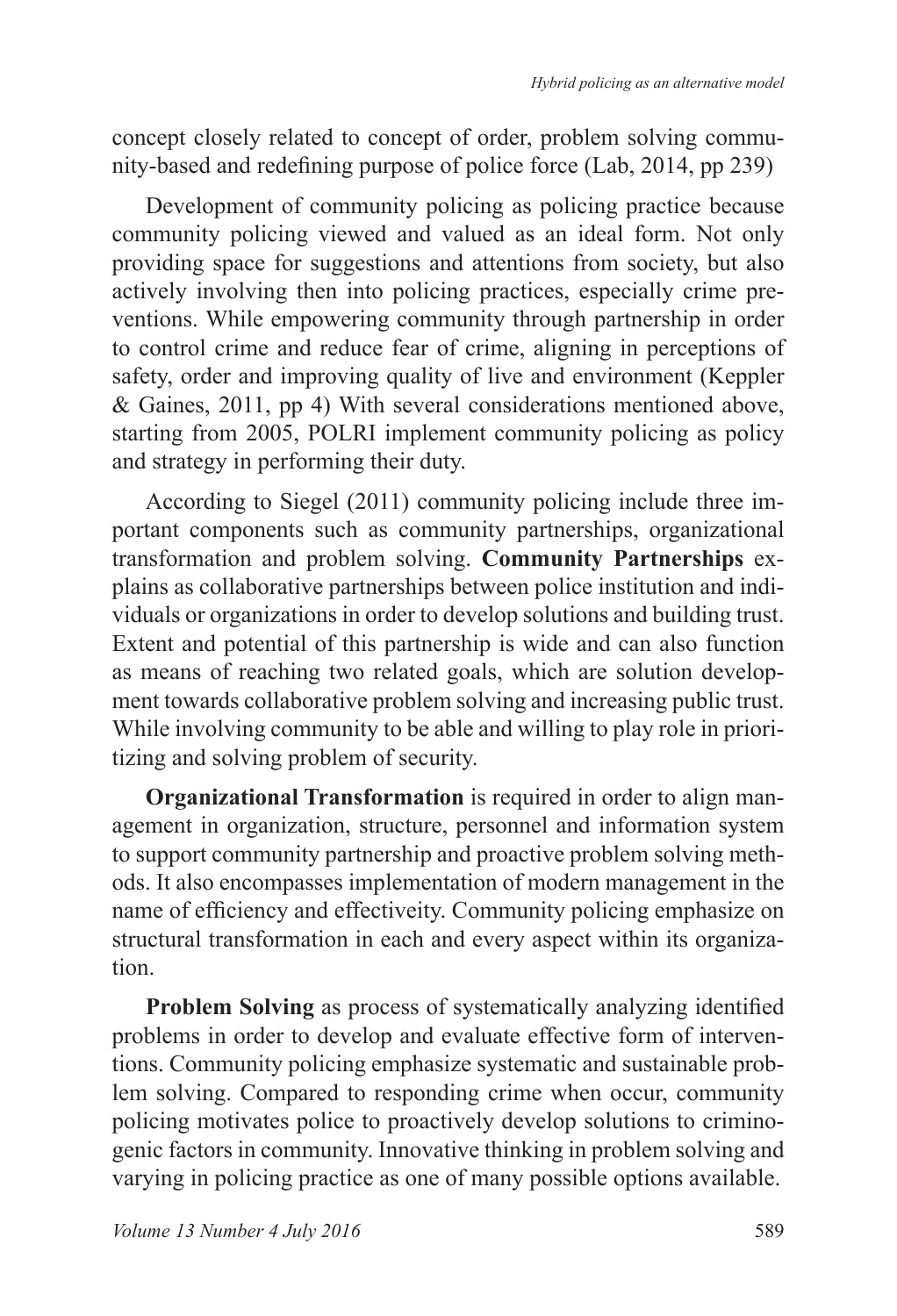concept closely related to concept of order, problem solving community-based and redefining purpose of police force (Lab, 2014, pp 239)

Development of community policing as policing practice because community policing viewed and valued as an ideal form. Not only providing space for suggestions and attentions from society, but also actively involving then into policing practices, especially crime preventions. While empowering community through partnership in order to control crime and reduce fear of crime, aligning in perceptions of safety, order and improving quality of live and environment (Keppler & Gaines, 2011, pp 4) With several considerations mentioned above, starting from 2005, POLRI implement community policing as policy and strategy in performing their duty.

According to Siegel (2011) community policing include three important components such as community partnerships, organizational transformation and problem solving. **Community Partnerships** explains as collaborative partnerships between police institution and individuals or organizations in order to develop solutions and building trust. Extent and potential of this partnership is wide and can also function as means of reaching two related goals, which are solution development towards collaborative problem solving and increasing public trust. While involving community to be able and willing to play role in prioritizing and solving problem of security.

**Organizational Transformation** is required in order to align management in organization, structure, personnel and information system to support community partnership and proactive problem solving methods. It also encompasses implementation of modern management in the name of efficiency and effectiveity. Community policing emphasize on structural transformation in each and every aspect within its organization.

**Problem Solving** as process of systematically analyzing identified problems in order to develop and evaluate effective form of interventions. Community policing emphasize systematic and sustainable problem solving. Compared to responding crime when occur, community policing motivates police to proactively develop solutions to criminogenic factors in community. Innovative thinking in problem solving and varying in policing practice as one of many possible options available.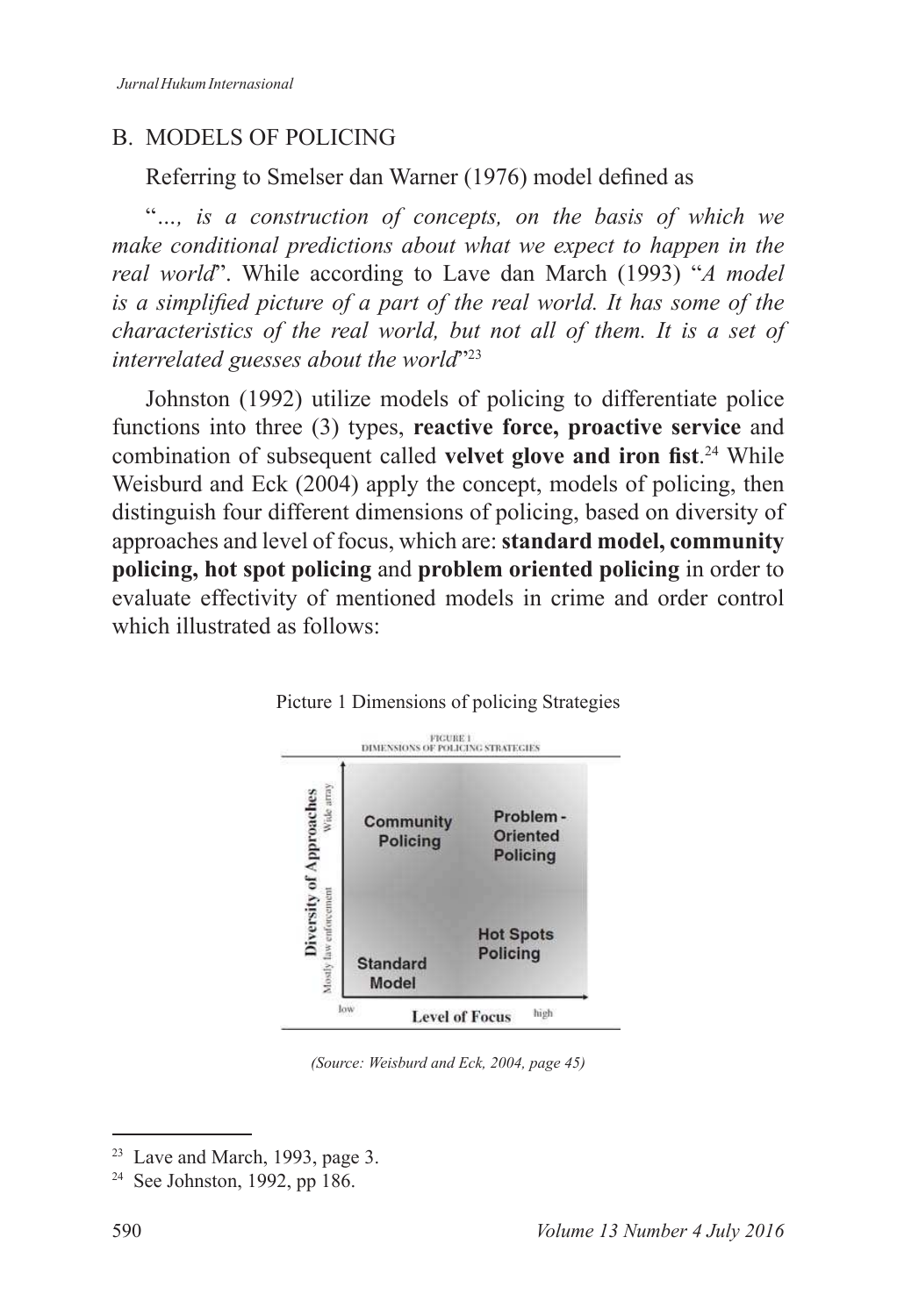## B. MODELS OF POLICING

Referring to Smelser dan Warner (1976) model defined as

"*..., is a construction of concepts, on the basis of which we make conditional predictions about what we expect to happen in the real world*". While according to Lave dan March (1993) "*A model is a simplified picture of a part of the real world. It has some of the characteristics of the real world, but not all of them. It is a set of interrelated guesses about the world*"[23]

Johnston (1992) utilize models of policing to differentiate police functions into three (3) types, **reactive force, proactive service** and combination of subsequent called **velvet glove and iron fist**.[24] While Weisburd and Eck (2004) apply the concept, models of policing, then distinguish four different dimensions of policing, based on diversity of approaches and level of focus, which are: **standard model, community policing, hot spot policing** and **problem oriented policing** in order to evaluate effectivity of mentioned models in crime and order control which illustrated as follows:

Picture 1 Dimensions of policing Strategies

*(Source: Weisburd and Eck, 2004, page 45)*

---

[23] Lave and March, 1993, page 3.

[24] See Johnston, 1992, pp 186.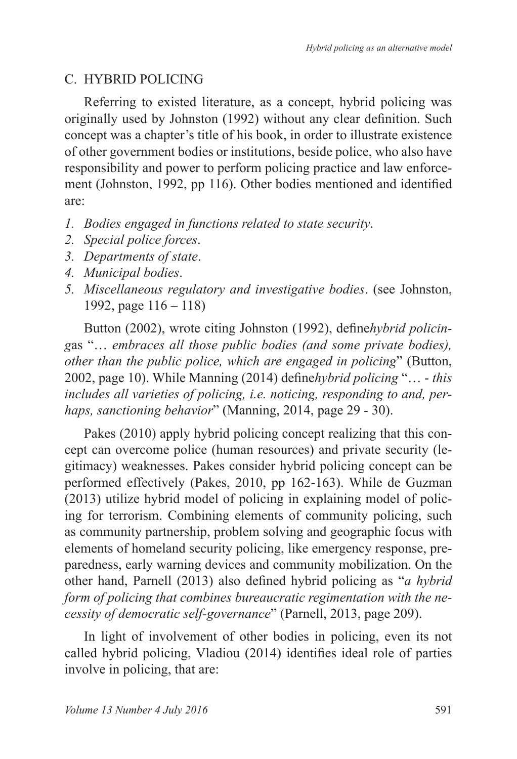## C. HYBRID POLICING

Referring to existed literature, as a concept, hybrid policing was originally used by Johnston (1992) without any clear definition. Such concept was a chapter's title of his book, in order to illustrate existence of other government bodies or institutions, beside police, who also have responsibility and power to perform policing practice and law enforcement (Johnston, 1992, pp 116). Other bodies mentioned and identified are:

1. *Bodies engaged in functions related to state security*.
2. *Special police forces*.
3. *Departments of state*.
4. *Municipal bodies*.
5. *Miscellaneous regulatory and investigative bodies*. (see Johnston, 1992, page 116 – 118)

Button (2002), wrote citing Johnston (1992), define*hybrid policing*as "… *embraces all those public bodies (and some private bodies), other than the public police, which are engaged in policing*" (Button, 2002, page 10). While Manning (2014) define*hybrid policing* "… - *this includes all varieties of policing, i.e. noticing, responding to and, perhaps, sanctioning behavior*" (Manning, 2014, page 29 - 30).

Pakes (2010) apply hybrid policing concept realizing that this concept can overcome police (human resources) and private security (legitimacy) weaknesses. Pakes consider hybrid policing concept can be performed effectively (Pakes, 2010, pp 162-163). While de Guzman (2013) utilize hybrid model of policing in explaining model of policing for terrorism. Combining elements of community policing, such as community partnership, problem solving and geographic focus with elements of homeland security policing, like emergency response, preparedness, early warning devices and community mobilization. On the other hand, Parnell (2013) also defined hybrid policing as "*a hybrid form of policing that combines bureaucratic regimentation with the necessity of democratic self-governance*" (Parnell, 2013, page 209).

In light of involvement of other bodies in policing, even its not called hybrid policing, Vladiou (2014) identifies ideal role of parties involve in policing, that are: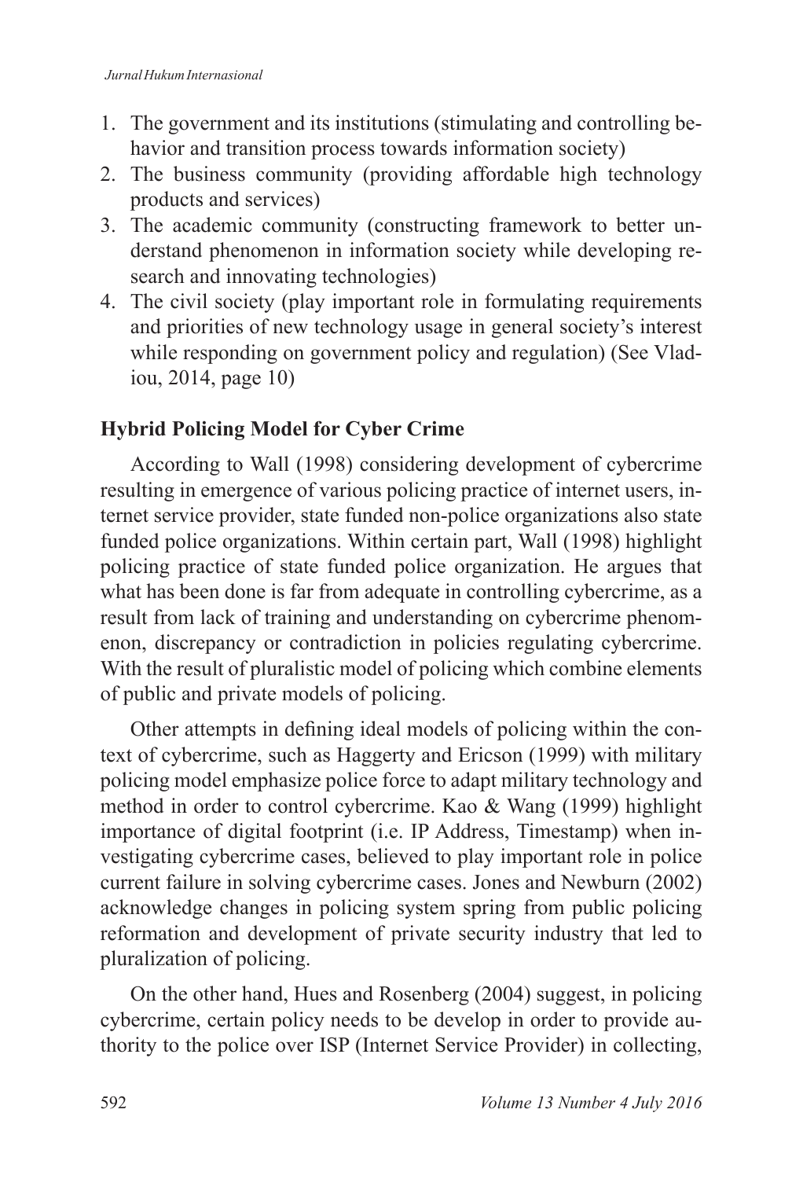1. The government and its institutions (stimulating and controlling behavior and transition process towards information society)
2. The business community (providing affordable high technology products and services)
3. The academic community (constructing framework to better understand phenomenon in information society while developing research and innovating technologies)
4. The civil society (play important role in formulating requirements and priorities of new technology usage in general society's interest while responding on government policy and regulation) (See Vladiou, 2014, page 10)

## Hybrid Policing Model for Cyber Crime

According to Wall (1998) considering development of cybercrime resulting in emergence of various policing practice of internet users, internet service provider, state funded non-police organizations also state funded police organizations. Within certain part, Wall (1998) highlight policing practice of state funded police organization. He argues that what has been done is far from adequate in controlling cybercrime, as a result from lack of training and understanding on cybercrime phenomenon, discrepancy or contradiction in policies regulating cybercrime. With the result of pluralistic model of policing which combine elements of public and private models of policing.

Other attempts in defining ideal models of policing within the context of cybercrime, such as Haggerty and Ericson (1999) with military policing model emphasize police force to adapt military technology and method in order to control cybercrime. Kao & Wang (1999) highlight importance of digital footprint (i.e. IP Address, Timestamp) when investigating cybercrime cases, believed to play important role in police current failure in solving cybercrime cases. Jones and Newburn (2002) acknowledge changes in policing system spring from public policing reformation and development of private security industry that led to pluralization of policing.

On the other hand, Hues and Rosenberg (2004) suggest, in policing cybercrime, certain policy needs to be develop in order to provide authority to the police over ISP (Internet Service Provider) in collecting,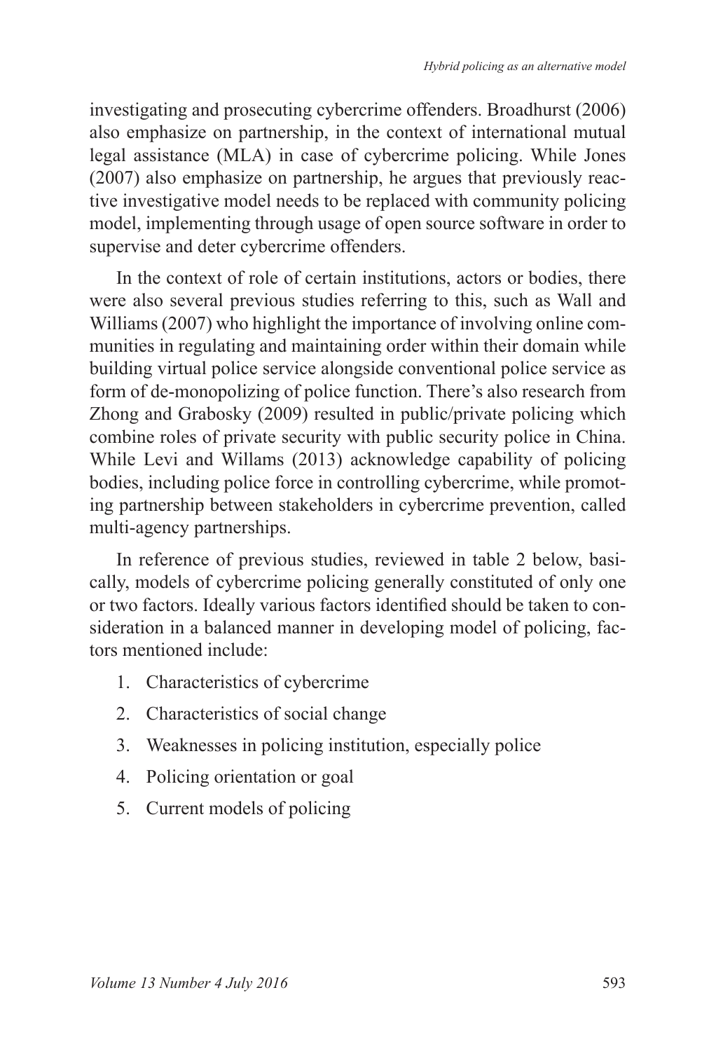investigating and prosecuting cybercrime offenders. Broadhurst (2006) also emphasize on partnership, in the context of international mutual legal assistance (MLA) in case of cybercrime policing. While Jones (2007) also emphasize on partnership, he argues that previously reactive investigative model needs to be replaced with community policing model, implementing through usage of open source software in order to supervise and deter cybercrime offenders.

In the context of role of certain institutions, actors or bodies, there were also several previous studies referring to this, such as Wall and Williams (2007) who highlight the importance of involving online communities in regulating and maintaining order within their domain while building virtual police service alongside conventional police service as form of de-monopolizing of police function. There's also research from Zhong and Grabosky (2009) resulted in public/private policing which combine roles of private security with public security police in China. While Levi and Willams (2013) acknowledge capability of policing bodies, including police force in controlling cybercrime, while promoting partnership between stakeholders in cybercrime prevention, called multi-agency partnerships.

In reference of previous studies, reviewed in table 2 below, basically, models of cybercrime policing generally constituted of only one or two factors. Ideally various factors identified should be taken to consideration in a balanced manner in developing model of policing, factors mentioned include:

1. Characteristics of cybercrime
2. Characteristics of social change
3. Weaknesses in policing institution, especially police
4. Policing orientation or goal
5. Current models of policing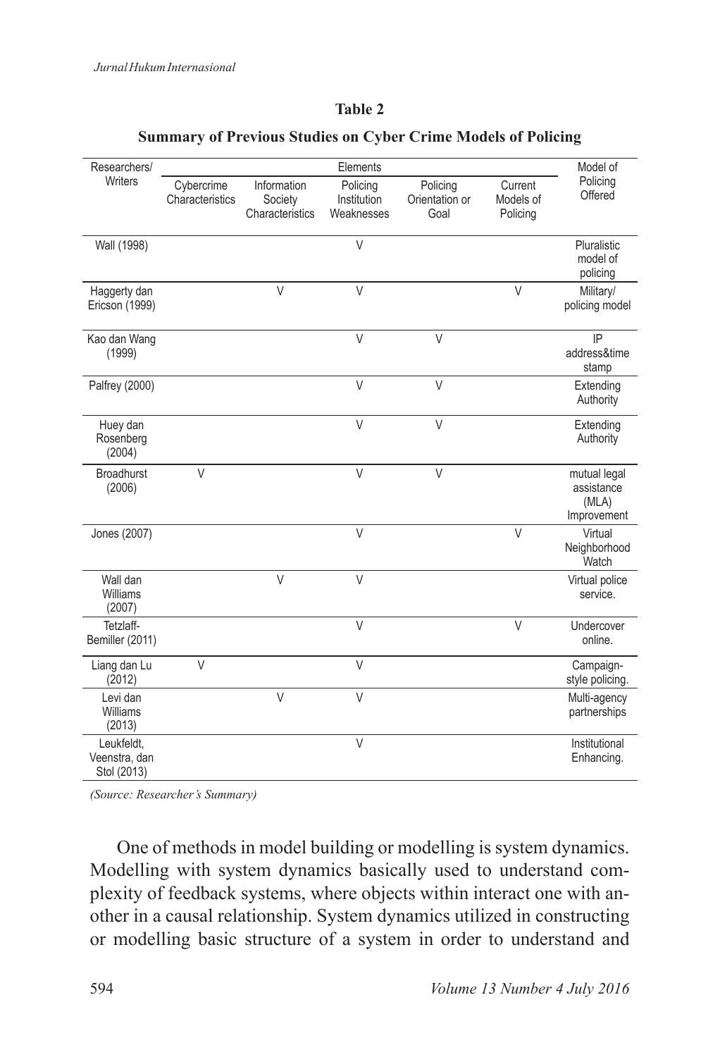**Table 2**

**Summary of Previous Studies on Cyber Crime Models of Policing**

| Researchers/ Writers | Elements | | | | | Model of Policing Offered |
|---|---|---|---|---|---|---|
| | Cybercrime Characteristics | Information Society Characteristics | Policing Institution Weaknesses | Policing Orientation or Goal | Current Models of Policing | |
| Wall (1998) | | | V | | | Pluralistic model of policing |
| Haggerty dan Ericson (1999) | | V | V | | V | Military/ policing model |
| Kao dan Wang (1999) | | | V | V | | IP address&time stamp |
| Palfrey (2000) | | | V | V | | Extending Authority |
| Huey dan Rosenberg (2004) | | | V | V | | Extending Authority |
| Broadhurst (2006) | V | | V | V | | mutual legal assistance (MLA) Improvement |
| Jones (2007) | | | V | | V | Virtual Neighborhood Watch |
| Wall dan Williams (2007) | | V | V | | | Virtual police service. |
| Tetzlaff-Bemiller (2011) | | | V | | V | Undercover online. |
| Liang dan Lu (2012) | V | | V | | | Campaign-style policing. |
| Levi dan Williams (2013) | | V | V | | | Multi-agency partnerships |
| Leukfeldt, Veenstra, dan Stol (2013) | | | V | | | Institutional Enhancing. |

*(Source: Researcher's Summary)*

One of methods in model building or modelling is system dynamics. Modelling with system dynamics basically used to understand complexity of feedback systems, where objects within interact one with another in a causal relationship. System dynamics utilized in constructing or modelling basic structure of a system in order to understand and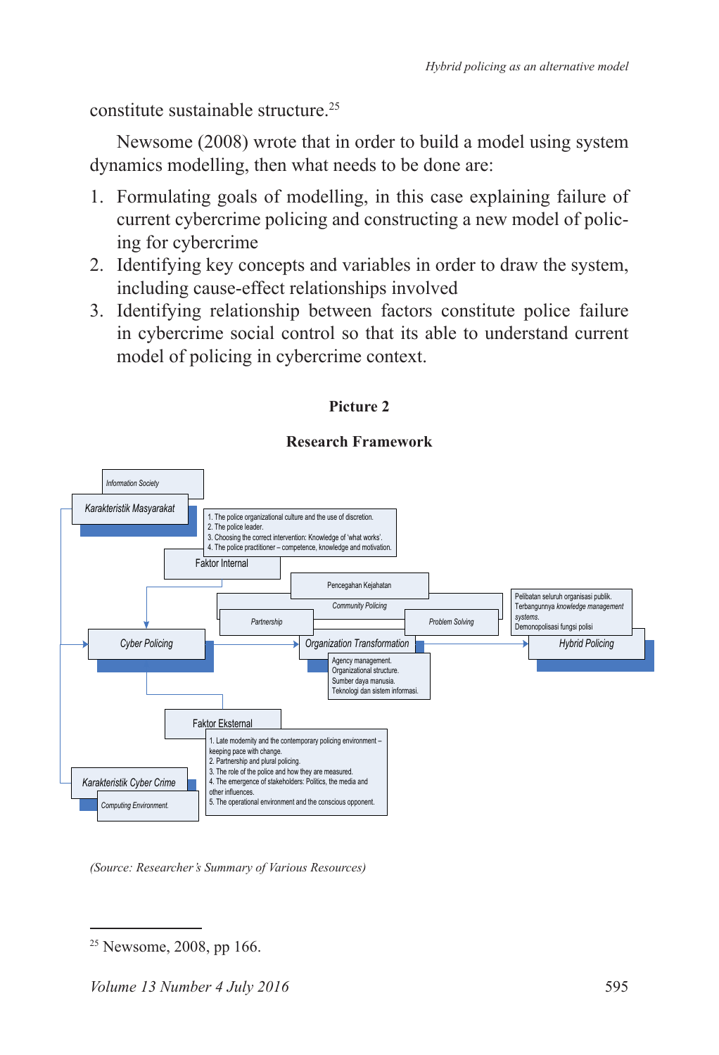constitute sustainable structure.[25]

Newsome (2008) wrote that in order to build a model using system dynamics modelling, then what needs to be done are:

1. Formulating goals of modelling, in this case explaining failure of current cybercrime policing and constructing a new model of policing for cybercrime
2. Identifying key concepts and variables in order to draw the system, including cause-effect relationships involved
3. Identifying relationship between factors constitute police failure in cybercrime social control so that its able to understand current model of policing in cybercrime context.

**Picture 2**

**Research Framework**

*Information Society*

*Karakteristik Masyarakat*

1. The police organizational culture and the use of discretion.
2. The police leader.
3. Choosing the correct intervention: Knowledge of 'what works'.
4. The police practitioner – competence, knowledge and motivation.

Faktor Internal

Pencegahan Kejahatan

*Community Policing*

*Partnership*

*Problem Solving*

Pelibatan seluruh organisasi publik.
Terbangunnya *knowledge management systems*.
Demonopolisasi fungsi polisi

*Cyber Policing*

*Organization Transformation*

*Hybrid Policing*

Agency management.
Organizational structure.
Sumber daya manusia.
Teknologi dan sistem informasi.

Faktor Eksternal

1. Late modernity and the contemporary policing environment – keeping pace with change.
2. Partnership and plural policing.
3. The role of the police and how they are measured.
4. The emergence of stakeholders: Politics, the media and other influences.
5. The operational environment and the conscious opponent.

*Karakteristik Cyber Crime*

*Computing Environment.*

*(Source: Researcher's Summary of Various Resources)*

[25] Newsome, 2008, pp 166.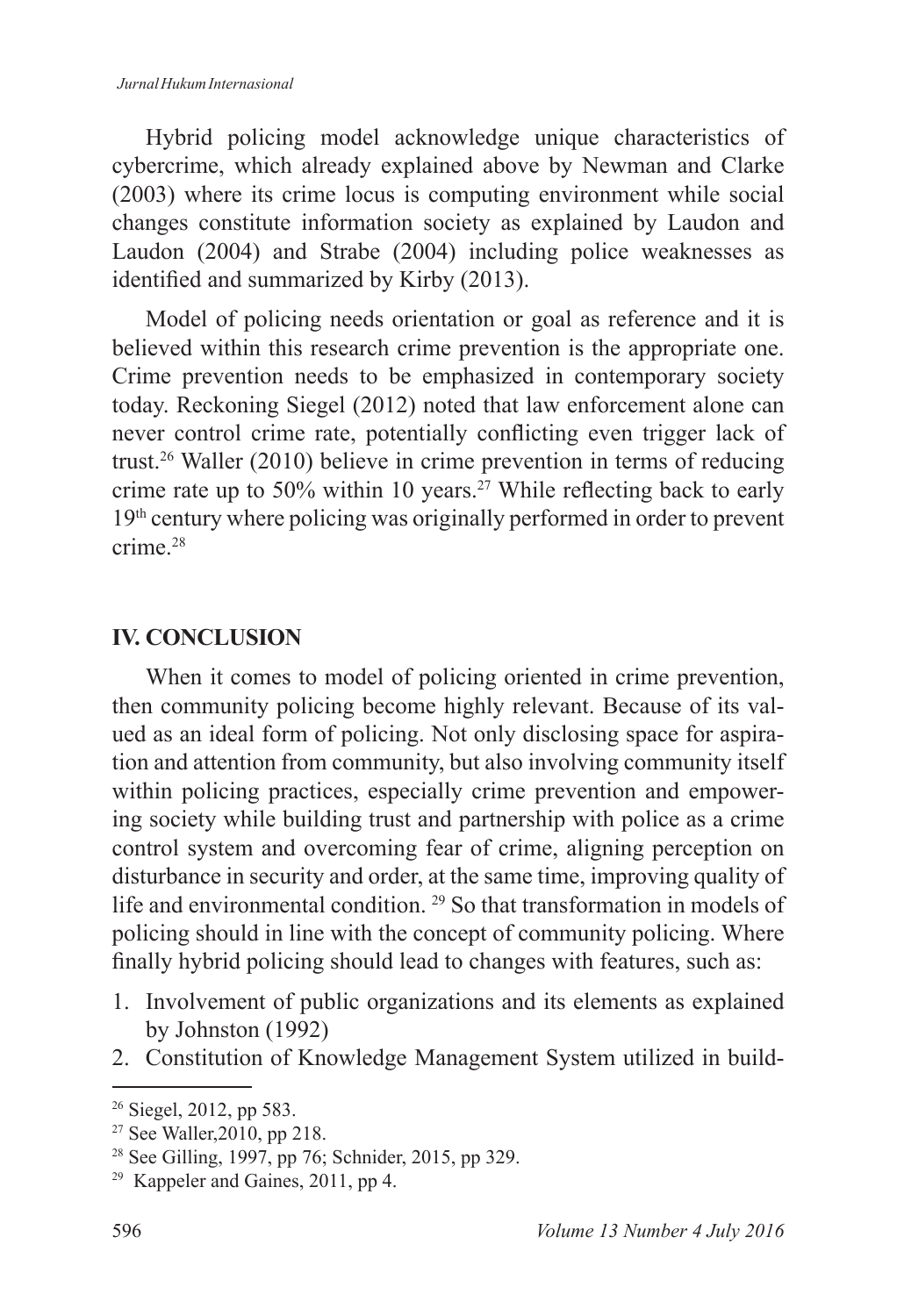Hybrid policing model acknowledge unique characteristics of cybercrime, which already explained above by Newman and Clarke (2003) where its crime locus is computing environment while social changes constitute information society as explained by Laudon and Laudon (2004) and Strabe (2004) including police weaknesses as identified and summarized by Kirby (2013).

Model of policing needs orientation or goal as reference and it is believed within this research crime prevention is the appropriate one. Crime prevention needs to be emphasized in contemporary society today. Reckoning Siegel (2012) noted that law enforcement alone can never control crime rate, potentially conflicting even trigger lack of trust.[26] Waller (2010) believe in crime prevention in terms of reducing crime rate up to 50% within 10 years.[27] While reflecting back to early 19th century where policing was originally performed in order to prevent crime.[28]

## IV. CONCLUSION

When it comes to model of policing oriented in crime prevention, then community policing become highly relevant. Because of its valued as an ideal form of policing. Not only disclosing space for aspiration and attention from community, but also involving community itself within policing practices, especially crime prevention and empowering society while building trust and partnership with police as a crime control system and overcoming fear of crime, aligning perception on disturbance in security and order, at the same time, improving quality of life and environmental condition. [29] So that transformation in models of policing should in line with the concept of community policing. Where finally hybrid policing should lead to changes with features, such as:

1. Involvement of public organizations and its elements as explained by Johnston (1992)
2. Constitution of Knowledge Management System utilized in build-

---

[26] Siegel, 2012, pp 583.

[27] See Waller,2010, pp 218.

[28] See Gilling, 1997, pp 76; Schnider, 2015, pp 329.

[29] Kappeler and Gaines, 2011, pp 4.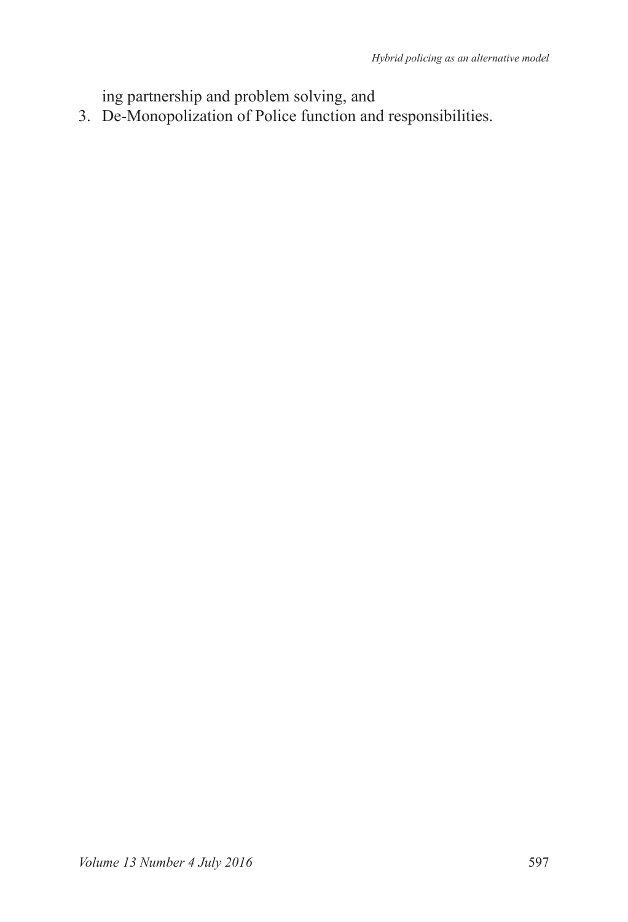ing partnership and problem solving, and

3. De-Monopolization of Police function and responsibilities.